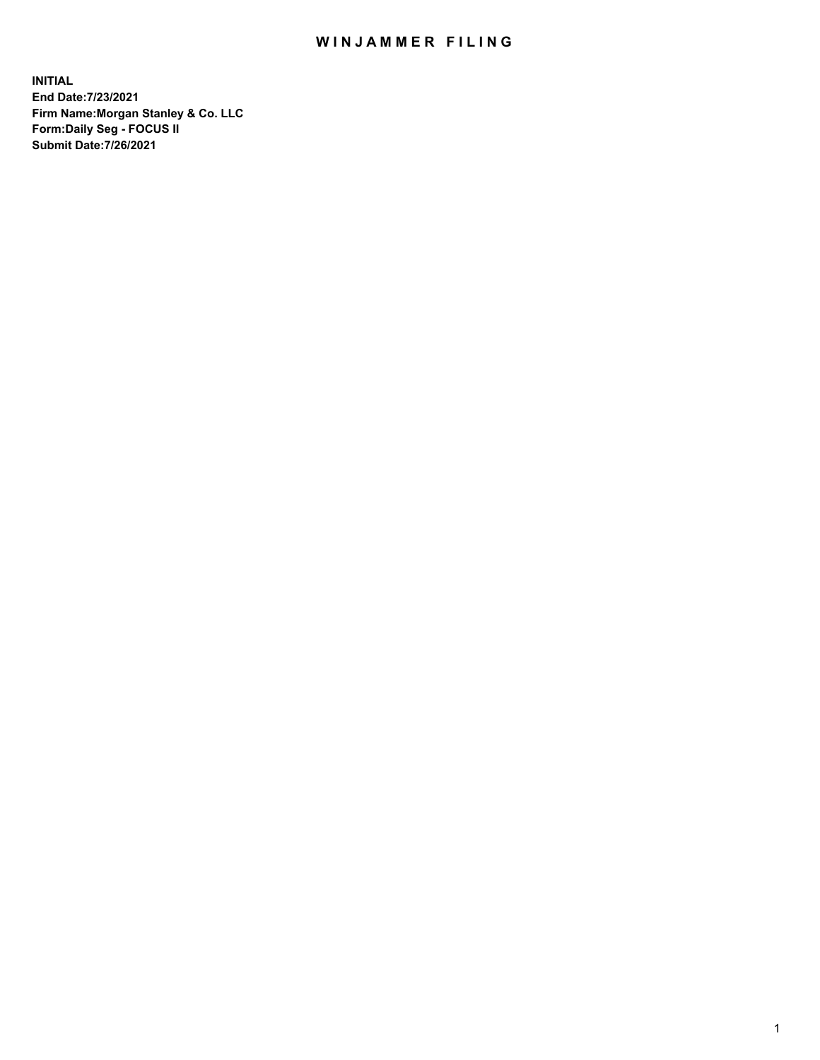# WINJAMMER FILING

**INITIAL**
**End Date:7/23/2021**
**Firm Name:Morgan Stanley & Co. LLC**
**Form:Daily Seg - FOCUS II**
**Submit Date:7/26/2021**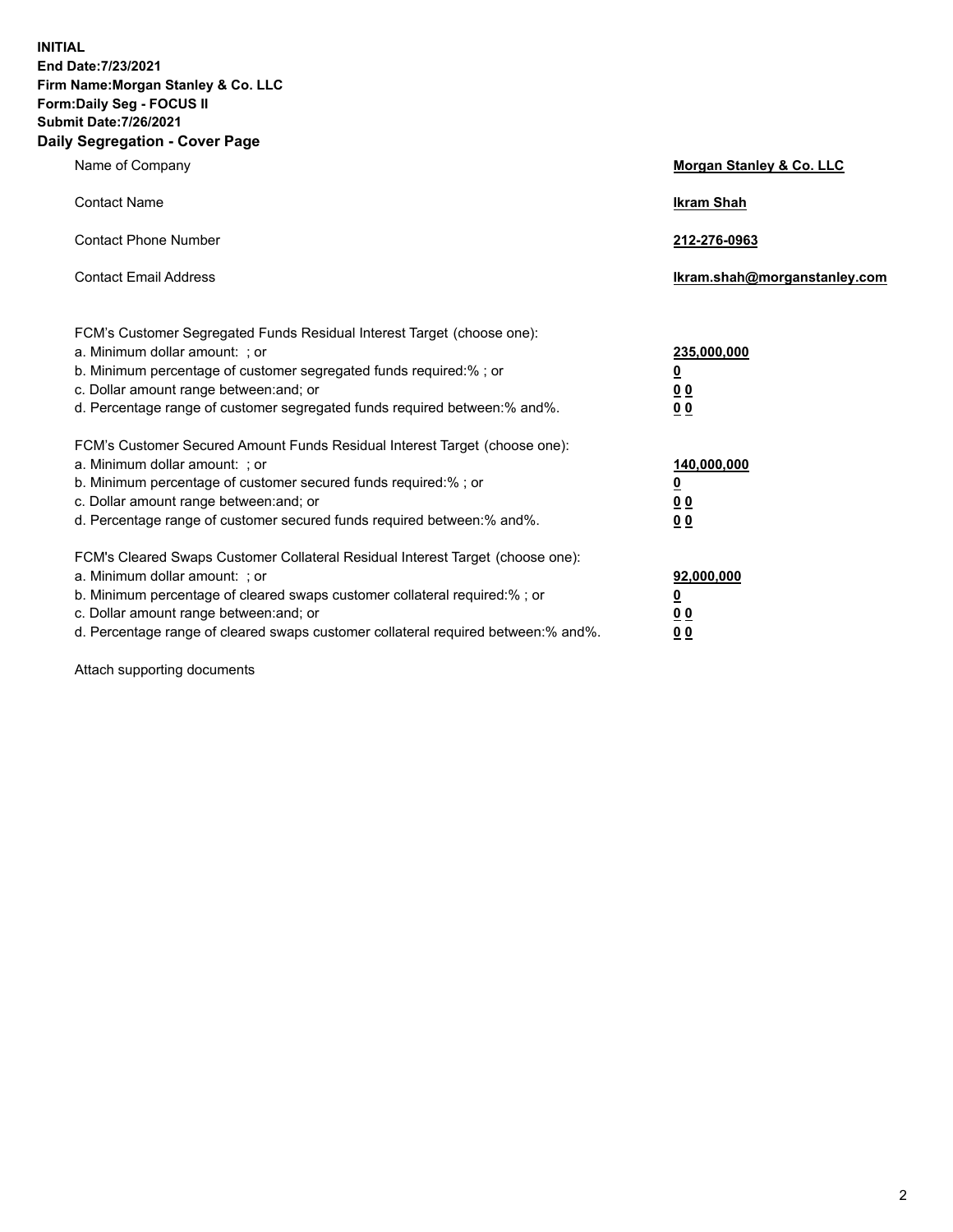**INITIAL**
**End Date:7/23/2021**
**Firm Name:Morgan Stanley & Co. LLC**
**Form:Daily Seg - FOCUS II**
**Submit Date:7/26/2021**
**Daily Segregation - Cover Page**

| | |
|---|---|
| Name of Company | **Morgan Stanley & Co. LLC** |
| Contact Name | **Ikram Shah** |
| Contact Phone Number | **212-276-0963** |
| Contact Email Address | **Ikram.shah@morganstanley.com** |

| | |
|---|---|
| FCM's Customer Segregated Funds Residual Interest Target (choose one): | |
| a. Minimum dollar amount: ; or | **235,000,000** |
| b. Minimum percentage of customer segregated funds required:% ; or | **0** |
| c. Dollar amount range between:and; or | **0 0** |
| d. Percentage range of customer segregated funds required between:% and%. | **0 0** |
| FCM's Customer Secured Amount Funds Residual Interest Target (choose one): | |
| a. Minimum dollar amount: ; or | **140,000,000** |
| b. Minimum percentage of customer secured funds required:% ; or | **0** |
| c. Dollar amount range between:and; or | **0 0** |
| d. Percentage range of customer secured funds required between:% and%. | **0 0** |
| FCM's Cleared Swaps Customer Collateral Residual Interest Target (choose one): | |
| a. Minimum dollar amount: ; or | **92,000,000** |
| b. Minimum percentage of cleared swaps customer collateral required:% ; or | **0** |
| c. Dollar amount range between:and; or | **0 0** |
| d. Percentage range of cleared swaps customer collateral required between:% and%. | **0 0** |

Attach supporting documents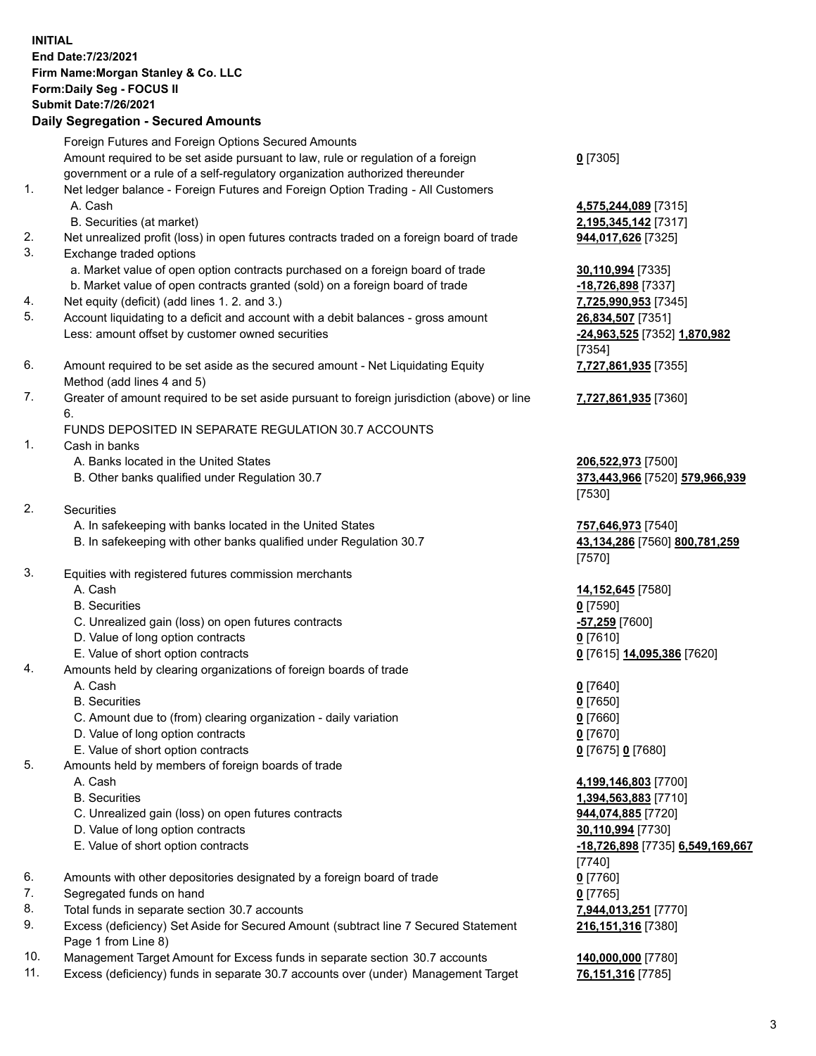**INITIAL**
**End Date:7/23/2021**
**Firm Name:Morgan Stanley & Co. LLC**
**Form:Daily Seg - FOCUS II**
**Submit Date:7/26/2021**

## Daily Segregation - Secured Amounts

| | | |
|---|---|---|
| | Foreign Futures and Foreign Options Secured Amounts | |
| | Amount required to be set aside pursuant to law, rule or regulation of a foreign government or a rule of a self-regulatory organization authorized thereunder | **0** [7305] |
| 1. | Net ledger balance - Foreign Futures and Foreign Option Trading - All Customers | |
| | A. Cash | **4,575,244,089** [7315] |
| | B. Securities (at market) | **2,195,345,142** [7317] |
| 2. | Net unrealized profit (loss) in open futures contracts traded on a foreign board of trade | **944,017,626** [7325] |
| 3. | Exchange traded options | |
| | a. Market value of open option contracts purchased on a foreign board of trade | **30,110,994** [7335] |
| | b. Market value of open contracts granted (sold) on a foreign board of trade | **-18,726,898** [7337] |
| 4. | Net equity (deficit) (add lines 1. 2. and 3.) | **7,725,990,953** [7345] |
| 5. | Account liquidating to a deficit and account with a debit balances - gross amount | **26,834,507** [7351] |
| | Less: amount offset by customer owned securities | **-24,963,525** [7352] **1,870,982** [7354] |
| 6. | Amount required to be set aside as the secured amount - Net Liquidating Equity Method (add lines 4 and 5) | **7,727,861,935** [7355] |
| 7. | Greater of amount required to be set aside pursuant to foreign jurisdiction (above) or line 6. | **7,727,861,935** [7360] |
| | FUNDS DEPOSITED IN SEPARATE REGULATION 30.7 ACCOUNTS | |
| 1. | Cash in banks | |
| | A. Banks located in the United States | **206,522,973** [7500] |
| | B. Other banks qualified under Regulation 30.7 | **373,443,966** [7520] **579,966,939** [7530] |
| 2. | Securities | |
| | A. In safekeeping with banks located in the United States | **757,646,973** [7540] |
| | B. In safekeeping with other banks qualified under Regulation 30.7 | **43,134,286** [7560] **800,781,259** [7570] |
| 3. | Equities with registered futures commission merchants | |
| | A. Cash | **14,152,645** [7580] |
| | B. Securities | **0** [7590] |
| | C. Unrealized gain (loss) on open futures contracts | **-57,259** [7600] |
| | D. Value of long option contracts | **0** [7610] |
| | E. Value of short option contracts | **0** [7615] **14,095,386** [7620] |
| 4. | Amounts held by clearing organizations of foreign boards of trade | |
| | A. Cash | **0** [7640] |
| | B. Securities | **0** [7650] |
| | C. Amount due to (from) clearing organization - daily variation | **0** [7660] |
| | D. Value of long option contracts | **0** [7670] |
| | E. Value of short option contracts | **0** [7675] **0** [7680] |
| 5. | Amounts held by members of foreign boards of trade | |
| | A. Cash | **4,199,146,803** [7700] |
| | B. Securities | **1,394,563,883** [7710] |
| | C. Unrealized gain (loss) on open futures contracts | **944,074,885** [7720] |
| | D. Value of long option contracts | **30,110,994** [7730] |
| | E. Value of short option contracts | **-18,726,898** [7735] **6,549,169,667** [7740] |
| 6. | Amounts with other depositories designated by a foreign board of trade | **0** [7760] |
| 7. | Segregated funds on hand | **0** [7765] |
| 8. | Total funds in separate section 30.7 accounts | **7,944,013,251** [7770] |
| 9. | Excess (deficiency) Set Aside for Secured Amount (subtract line 7 Secured Statement Page 1 from Line 8) | **216,151,316** [7380] |
| 10. | Management Target Amount for Excess funds in separate section 30.7 accounts | **140,000,000** [7780] |
| 11. | Excess (deficiency) funds in separate 30.7 accounts over (under) Management Target | **76,151,316** [7785] |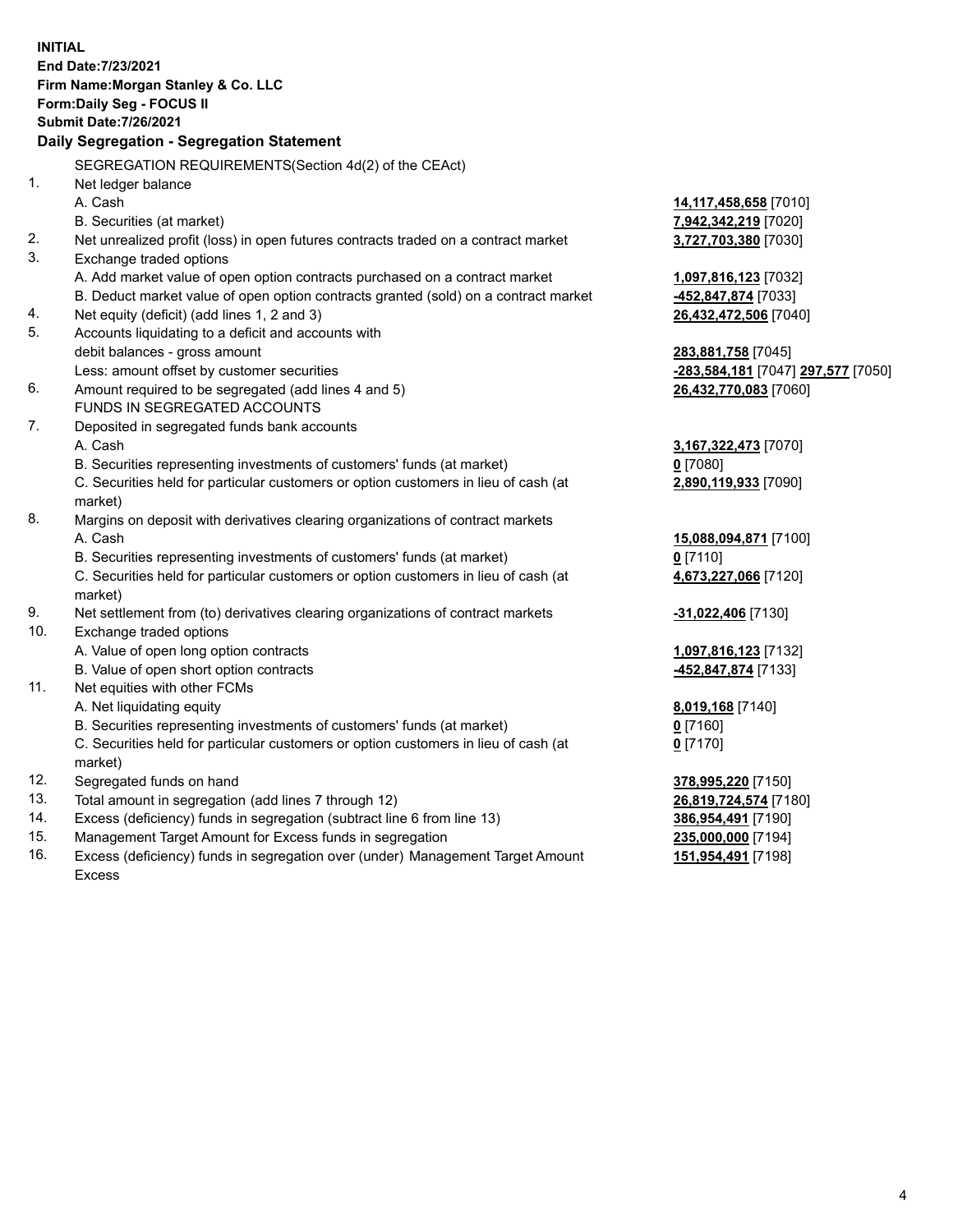**INITIAL**
**End Date:7/23/2021**
**Firm Name:Morgan Stanley & Co. LLC**
**Form:Daily Seg - FOCUS II**
**Submit Date:7/26/2021**

**Daily Segregation - Segregation Statement**

SEGREGATION REQUIREMENTS(Section 4d(2) of the CEAct)

| | | |
|---|---|---|
| 1. | Net ledger balance | |
| | A. Cash | **14,117,458,658** [7010] |
| | B. Securities (at market) | **7,942,342,219** [7020] |
| 2. | Net unrealized profit (loss) in open futures contracts traded on a contract market | **3,727,703,380** [7030] |
| 3. | Exchange traded options | |
| | A. Add market value of open option contracts purchased on a contract market | **1,097,816,123** [7032] |
| | B. Deduct market value of open option contracts granted (sold) on a contract market | **-452,847,874** [7033] |
| 4. | Net equity (deficit) (add lines 1, 2 and 3) | **26,432,472,506** [7040] |
| 5. | Accounts liquidating to a deficit and accounts with debit balances - gross amount | **283,881,758** [7045] |
| | Less: amount offset by customer securities | **-283,584,181** [7047] **297,577** [7050] |
| 6. | Amount required to be segregated (add lines 4 and 5) | **26,432,770,083** [7060] |
| | FUNDS IN SEGREGATED ACCOUNTS | |
| 7. | Deposited in segregated funds bank accounts | |
| | A. Cash | **3,167,322,473** [7070] |
| | B. Securities representing investments of customers' funds (at market) | **0** [7080] |
| | C. Securities held for particular customers or option customers in lieu of cash (at market) | **2,890,119,933** [7090] |
| 8. | Margins on deposit with derivatives clearing organizations of contract markets | |
| | A. Cash | **15,088,094,871** [7100] |
| | B. Securities representing investments of customers' funds (at market) | **0** [7110] |
| | C. Securities held for particular customers or option customers in lieu of cash (at market) | **4,673,227,066** [7120] |
| 9. | Net settlement from (to) derivatives clearing organizations of contract markets | **-31,022,406** [7130] |
| 10. | Exchange traded options | |
| | A. Value of open long option contracts | **1,097,816,123** [7132] |
| | B. Value of open short option contracts | **-452,847,874** [7133] |
| 11. | Net equities with other FCMs | |
| | A. Net liquidating equity | **8,019,168** [7140] |
| | B. Securities representing investments of customers' funds (at market) | **0** [7160] |
| | C. Securities held for particular customers or option customers in lieu of cash (at market) | **0** [7170] |
| 12. | Segregated funds on hand | **378,995,220** [7150] |
| 13. | Total amount in segregation (add lines 7 through 12) | **26,819,724,574** [7180] |
| 14. | Excess (deficiency) funds in segregation (subtract line 6 from line 13) | **386,954,491** [7190] |
| 15. | Management Target Amount for Excess funds in segregation | **235,000,000** [7194] |
| 16. | Excess (deficiency) funds in segregation over (under) Management Target Amount Excess | **151,954,491** [7198] |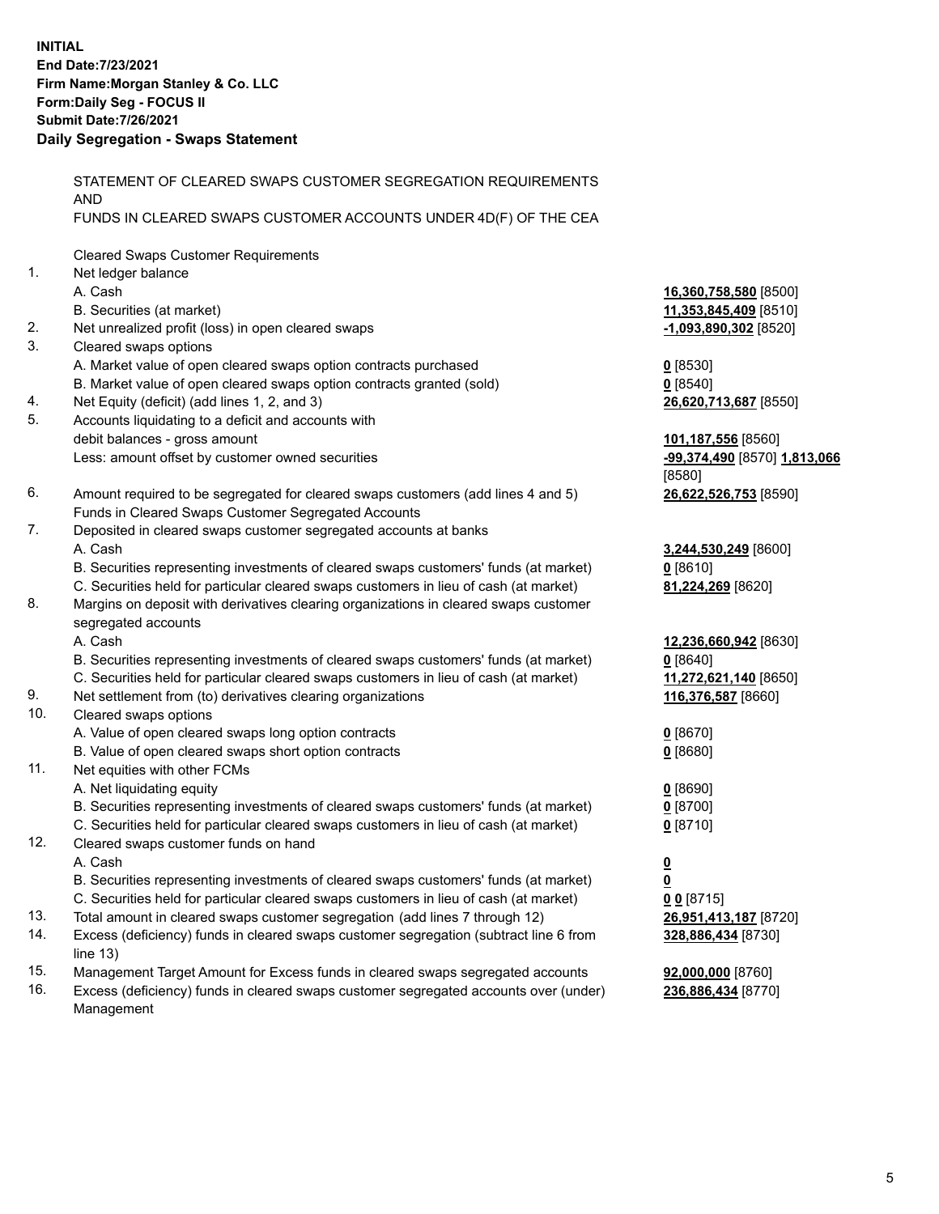**INITIAL**
**End Date:7/23/2021**
**Firm Name:Morgan Stanley & Co. LLC**
**Form:Daily Seg - FOCUS II**
**Submit Date:7/26/2021**
**Daily Segregation - Swaps Statement**

STATEMENT OF CLEARED SWAPS CUSTOMER SEGREGATION REQUIREMENTS AND
FUNDS IN CLEARED SWAPS CUSTOMER ACCOUNTS UNDER 4D(F) OF THE CEA

| | | |
|---|---|---|
| | Cleared Swaps Customer Requirements | |
| 1. | Net ledger balance | |
| | A. Cash | **16,360,758,580** [8500] |
| | B. Securities (at market) | **11,353,845,409** [8510] |
| 2. | Net unrealized profit (loss) in open cleared swaps | **-1,093,890,302** [8520] |
| 3. | Cleared swaps options | |
| | A. Market value of open cleared swaps option contracts purchased | **0** [8530] |
| | B. Market value of open cleared swaps option contracts granted (sold) | **0** [8540] |
| 4. | Net Equity (deficit) (add lines 1, 2, and 3) | **26,620,713,687** [8550] |
| 5. | Accounts liquidating to a deficit and accounts with debit balances - gross amount | **101,187,556** [8560] |
| | Less: amount offset by customer owned securities | **-99,374,490** [8570] **1,813,066** [8580] |
| 6. | Amount required to be segregated for cleared swaps customers (add lines 4 and 5) | **26,622,526,753** [8590] |
| | Funds in Cleared Swaps Customer Segregated Accounts | |
| 7. | Deposited in cleared swaps customer segregated accounts at banks | |
| | A. Cash | **3,244,530,249** [8600] |
| | B. Securities representing investments of cleared swaps customers' funds (at market) | **0** [8610] |
| | C. Securities held for particular cleared swaps customers in lieu of cash (at market) | **81,224,269** [8620] |
| 8. | Margins on deposit with derivatives clearing organizations in cleared swaps customer segregated accounts | |
| | A. Cash | **12,236,660,942** [8630] |
| | B. Securities representing investments of cleared swaps customers' funds (at market) | **0** [8640] |
| | C. Securities held for particular cleared swaps customers in lieu of cash (at market) | **11,272,621,140** [8650] |
| 9. | Net settlement from (to) derivatives clearing organizations | **116,376,587** [8660] |
| 10. | Cleared swaps options | |
| | A. Value of open cleared swaps long option contracts | **0** [8670] |
| | B. Value of open cleared swaps short option contracts | **0** [8680] |
| 11. | Net equities with other FCMs | |
| | A. Net liquidating equity | **0** [8690] |
| | B. Securities representing investments of cleared swaps customers' funds (at market) | **0** [8700] |
| | C. Securities held for particular cleared swaps customers in lieu of cash (at market) | **0** [8710] |
| 12. | Cleared swaps customer funds on hand | |
| | A. Cash | **0** |
| | B. Securities representing investments of cleared swaps customers' funds (at market) | **0** |
| | C. Securities held for particular cleared swaps customers in lieu of cash (at market) | **0** **0** [8715] |
| 13. | Total amount in cleared swaps customer segregation (add lines 7 through 12) | **26,951,413,187** [8720] |
| 14. | Excess (deficiency) funds in cleared swaps customer segregation (subtract line 6 from line 13) | **328,886,434** [8730] |
| 15. | Management Target Amount for Excess funds in cleared swaps segregated accounts | **92,000,000** [8760] |
| 16. | Excess (deficiency) funds in cleared swaps customer segregated accounts over (under) Management | **236,886,434** [8770] |